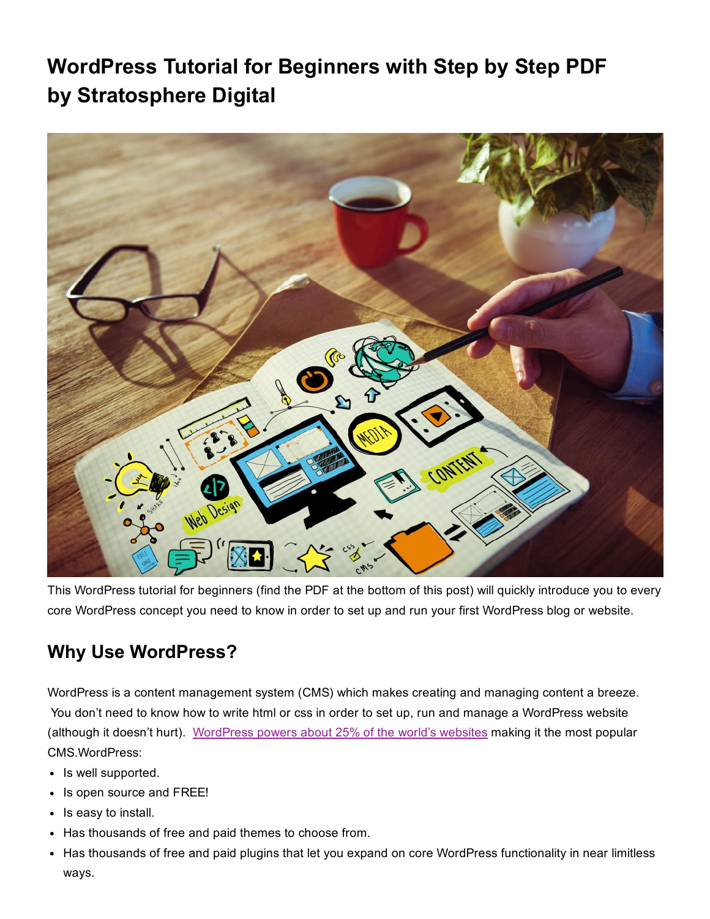# WordPress Tutorial for Beginners with Step by Step PDF by Stratosphere Digital

This WordPress tutorial for beginners (find the PDF at the bottom of this post) will quickly introduce you to every core WordPress concept you need to know in order to set up and run your first WordPress blog or website.

## Why Use WordPress?

WordPress is a content management system (CMS) which makes creating and managing content a breeze. You don't need to know how to write html or css in order to set up, run and manage a WordPress website (although it doesn't hurt). [WordPress powers about 25% of the world's websites] making it the most popular CMS.WordPress:

- Is well supported.
- Is open source and FREE!
- Is easy to install.
- Has thousands of free and paid themes to choose from.
- Has thousands of free and paid plugins that let you expand on core WordPress functionality in near limitless ways.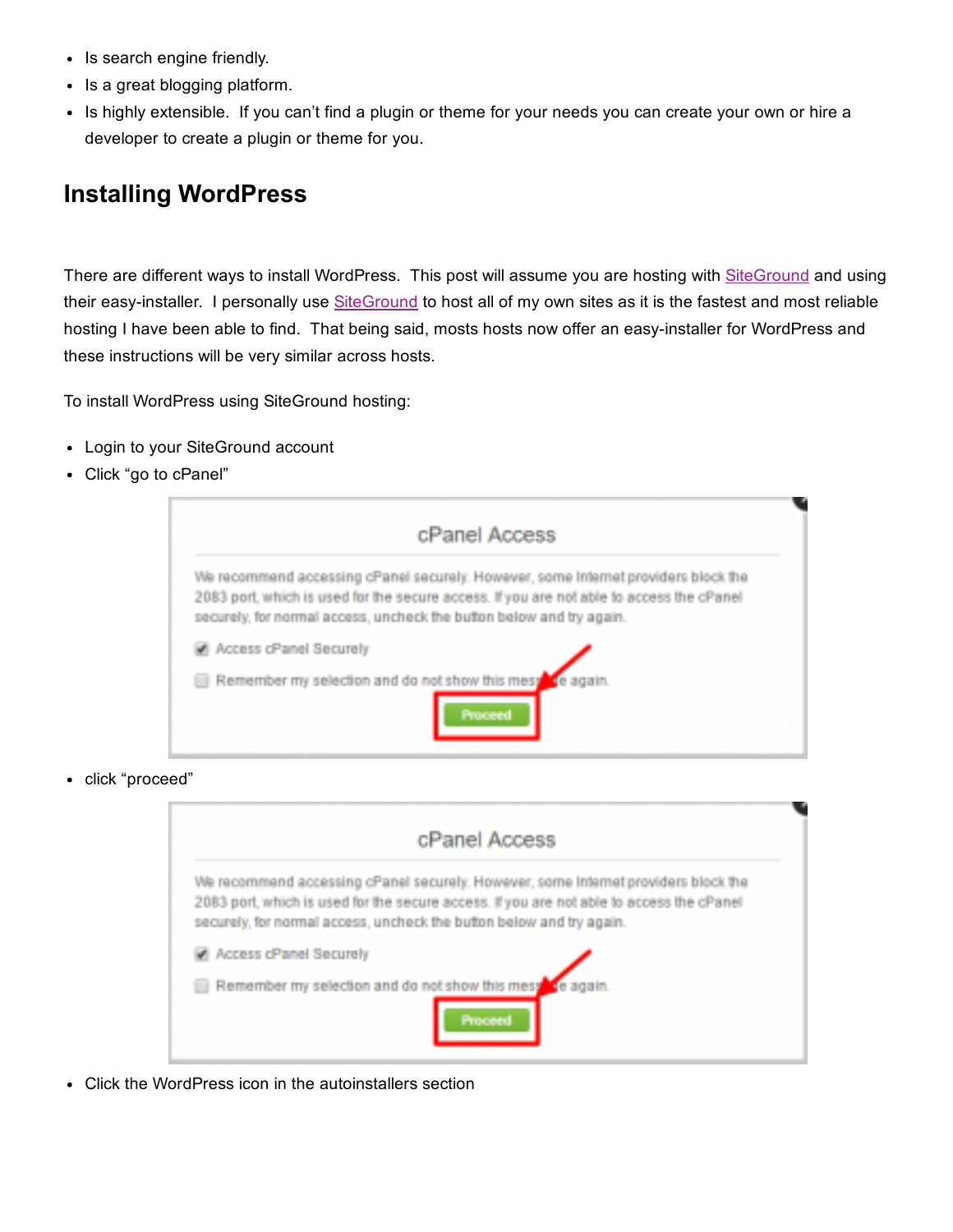- Is search engine friendly.
- Is a great blogging platform.
- Is highly extensible.  If you can't find a plugin or theme for your needs you can create your own or hire a developer to create a plugin or theme for you.

## Installing WordPress

There are different ways to install WordPress.  This post will assume you are hosting with SiteGround and using their easy-installer.  I personally use SiteGround to host all of my own sites as it is the fastest and most reliable hosting I have been able to find.  That being said, mosts hosts now offer an easy-installer for WordPress and these instructions will be very similar across hosts.

To install WordPress using SiteGround hosting:

- Login to your SiteGround account
- Click "go to cPanel"
- click "proceed"
- Click the WordPress icon in the autoinstallers section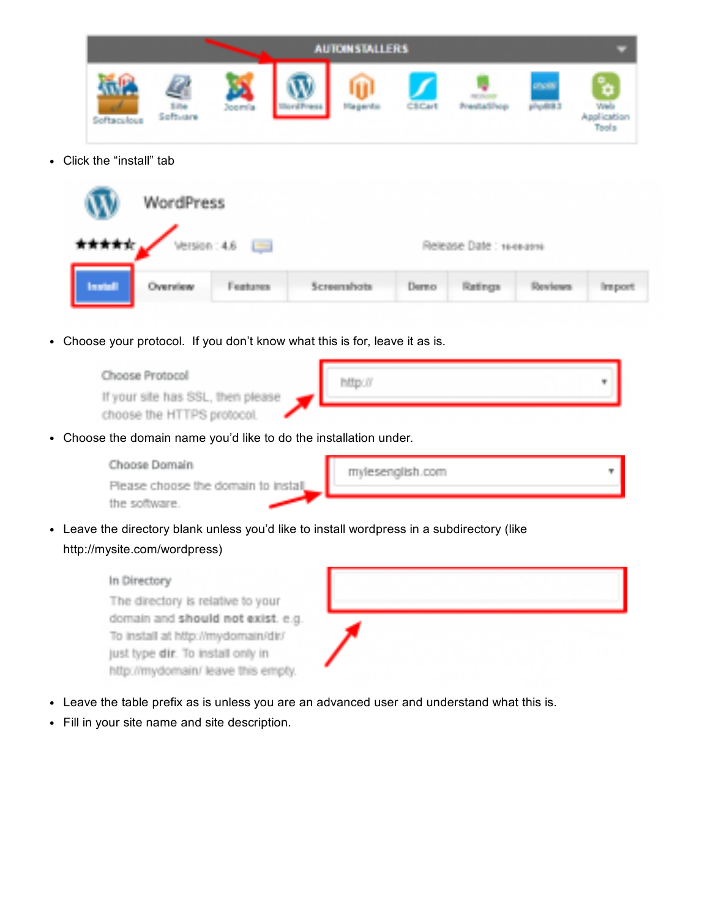- Click the “install” tab
- Choose your protocol. If you don’t know what this is for, leave it as is.
- Choose the domain name you’d like to do the installation under.
- Leave the directory blank unless you’d like to install wordpress in a subdirectory (like http://mysite.com/wordpress)
- Leave the table prefix as is unless you are an advanced user and understand what this is.
- Fill in your site name and site description.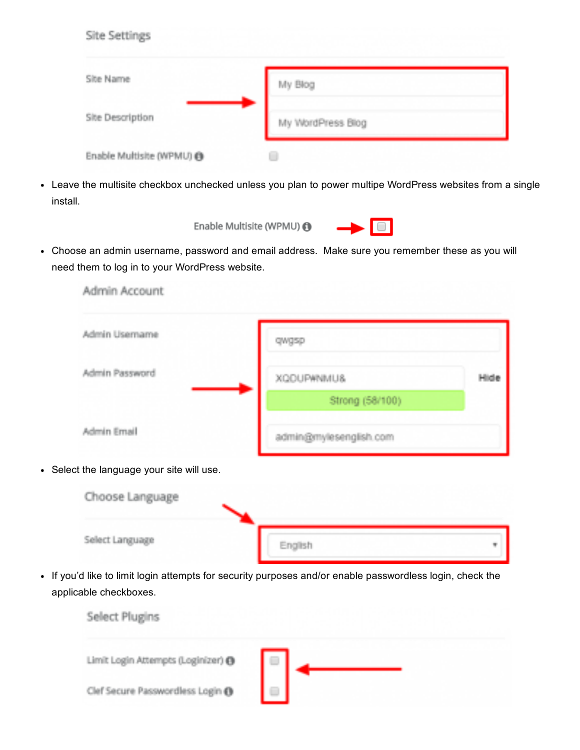Site Settings

| | |
|---|---|
| Site Name | My Blog |
| Site Description | My WordPress Blog |
| Enable Multisite (WPMU) | ☐ |

- Leave the multisite checkbox unchecked unless you plan to power multipe WordPress websites from a single install.

Enable Multisite (WPMU) ☐

- Choose an admin username, password and email address. Make sure you remember these as you will need them to log in to your WordPress website.

Admin Account

| | |
|---|---|
| Admin Username | qwgsp |
| Admin Password | XQDUP#NMU& (Hide) — Strong (58/100) |
| Admin Email | admin@mylesenglish.com |

- Select the language your site will use.

Choose Language

| | |
|---|---|
| Select Language | English |

- If you'd like to limit login attempts for security purposes and/or enable passwordless login, check the applicable checkboxes.

Select Plugins

| | |
|---|---|
| Limit Login Attempts (Loginizer) | ☐ |
| Clef Secure Passwordless Login | ☐ |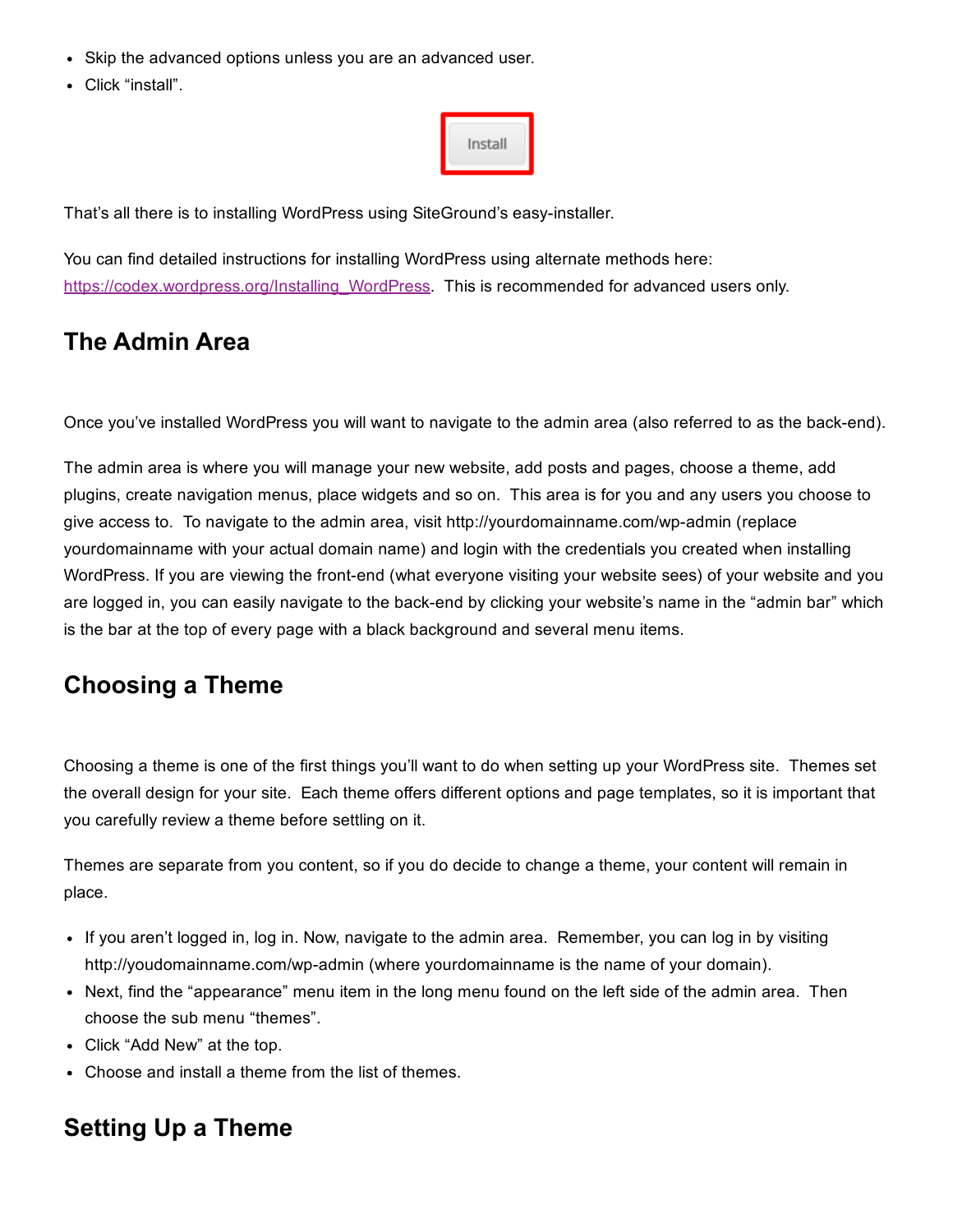- Skip the advanced options unless you are an advanced user.
- Click "install".

That's all there is to installing WordPress using SiteGround's easy-installer.

You can find detailed instructions for installing WordPress using alternate methods here: [https://codex.wordpress.org/Installing_WordPress](https://codex.wordpress.org/Installing_WordPress). This is recommended for advanced users only.

## The Admin Area

Once you've installed WordPress you will want to navigate to the admin area (also referred to as the back-end).

The admin area is where you will manage your new website, add posts and pages, choose a theme, add plugins, create navigation menus, place widgets and so on. This area is for you and any users you choose to give access to. To navigate to the admin area, visit http://yourdomainname.com/wp-admin (replace yourdomainname with your actual domain name) and login with the credentials you created when installing WordPress. If you are viewing the front-end (what everyone visiting your website sees) of your website and you are logged in, you can easily navigate to the back-end by clicking your website's name in the "admin bar" which is the bar at the top of every page with a black background and several menu items.

## Choosing a Theme

Choosing a theme is one of the first things you'll want to do when setting up your WordPress site. Themes set the overall design for your site. Each theme offers different options and page templates, so it is important that you carefully review a theme before settling on it.

Themes are separate from you content, so if you do decide to change a theme, your content will remain in place.

- If you aren't logged in, log in. Now, navigate to the admin area. Remember, you can log in by visiting http://youdomainname.com/wp-admin (where yourdomainname is the name of your domain).
- Next, find the "appearance" menu item in the long menu found on the left side of the admin area. Then choose the sub menu "themes".
- Click "Add New" at the top.
- Choose and install a theme from the list of themes.

## Setting Up a Theme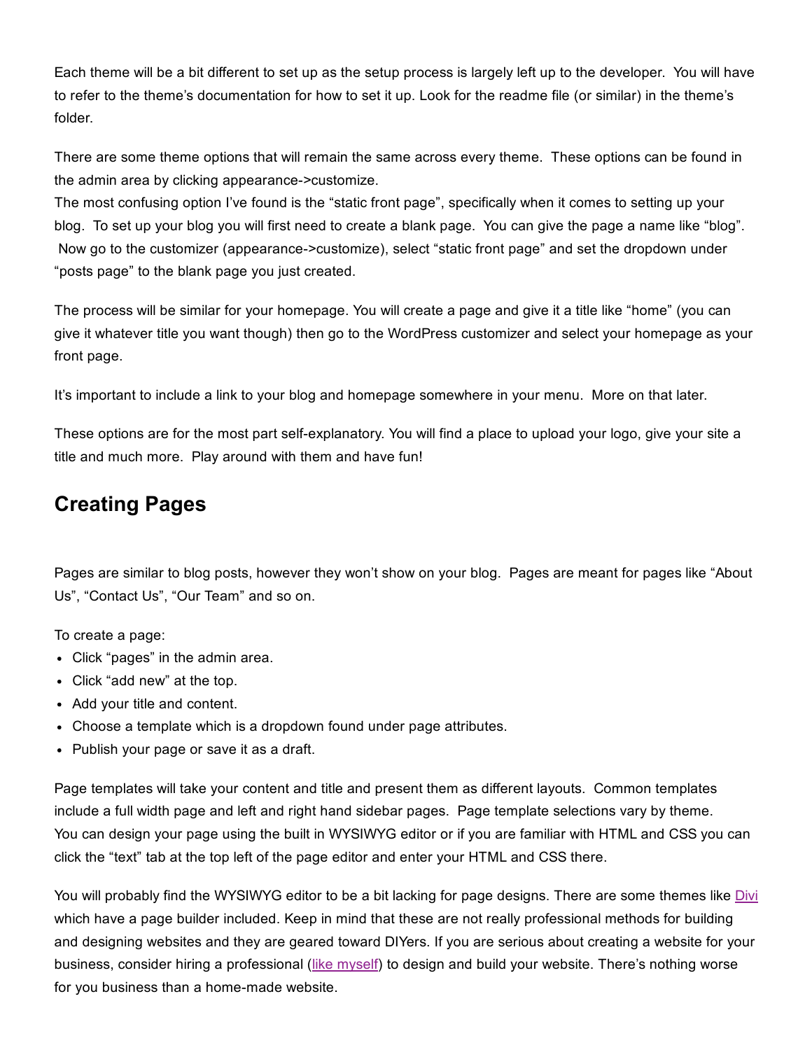Each theme will be a bit different to set up as the setup process is largely left up to the developer. You will have to refer to the theme's documentation for how to set it up. Look for the readme file (or similar) in the theme's folder.

There are some theme options that will remain the same across every theme. These options can be found in the admin area by clicking appearance->customize.
The most confusing option I've found is the "static front page", specifically when it comes to setting up your blog. To set up your blog you will first need to create a blank page. You can give the page a name like "blog". Now go to the customizer (appearance->customize), select "static front page" and set the dropdown under "posts page" to the blank page you just created.

The process will be similar for your homepage. You will create a page and give it a title like "home" (you can give it whatever title you want though) then go to the WordPress customizer and select your homepage as your front page.

It's important to include a link to your blog and homepage somewhere in your menu. More on that later.

These options are for the most part self-explanatory. You will find a place to upload your logo, give your site a title and much more. Play around with them and have fun!

## Creating Pages

Pages are similar to blog posts, however they won't show on your blog. Pages are meant for pages like "About Us", "Contact Us", "Our Team" and so on.

To create a page:

- Click "pages" in the admin area.
- Click "add new" at the top.
- Add your title and content.
- Choose a template which is a dropdown found under page attributes.
- Publish your page or save it as a draft.

Page templates will take your content and title and present them as different layouts. Common templates include a full width page and left and right hand sidebar pages. Page template selections vary by theme.
You can design your page using the built in WYSIWYG editor or if you are familiar with HTML and CSS you can click the "text" tab at the top left of the page editor and enter your HTML and CSS there.

You will probably find the WYSIWYG editor to be a bit lacking for page designs. There are some themes like Divi which have a page builder included. Keep in mind that these are not really professional methods for building and designing websites and they are geared toward DIYers. If you are serious about creating a website for your business, consider hiring a professional (like myself) to design and build your website. There's nothing worse for you business than a home-made website.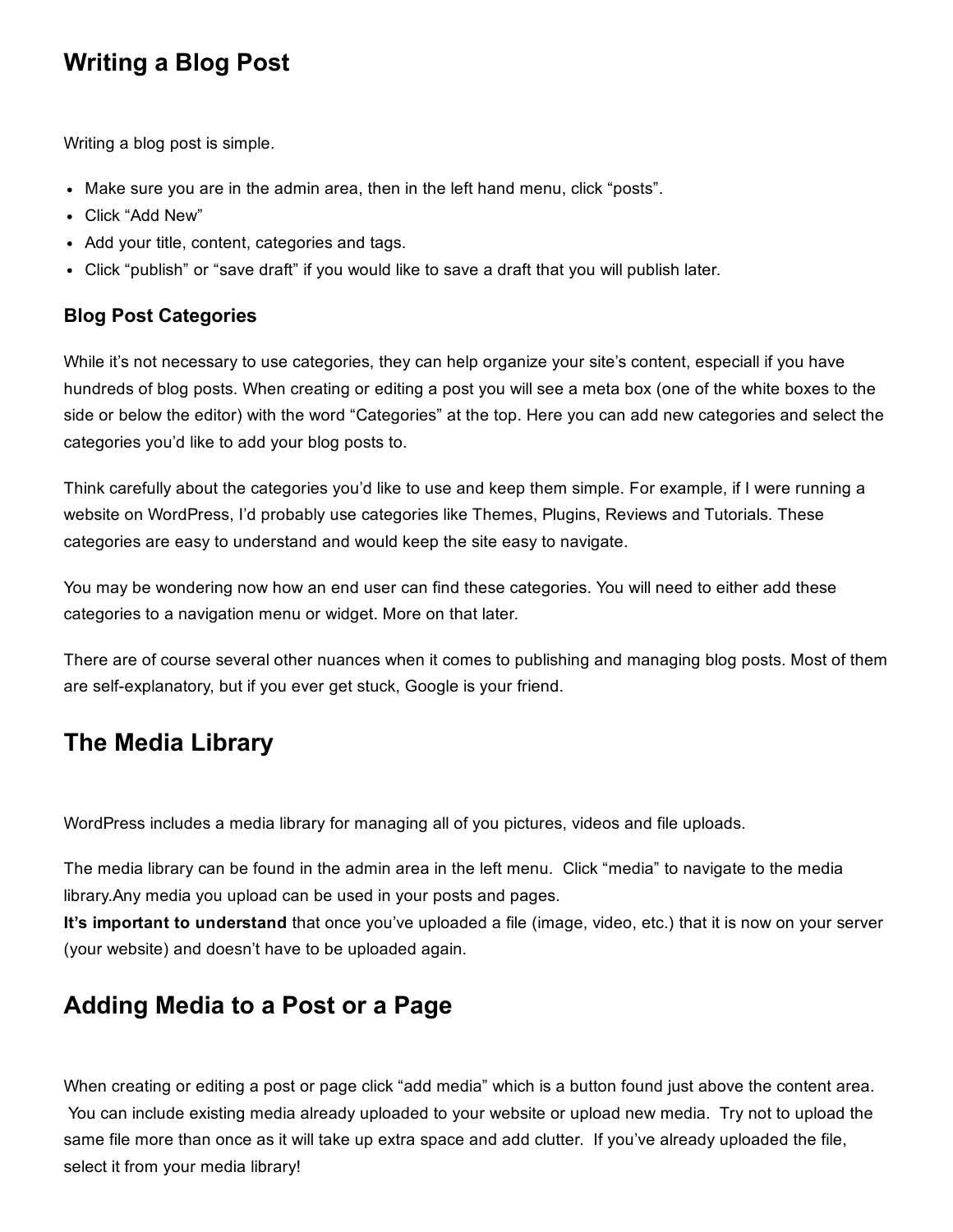## Writing a Blog Post

Writing a blog post is simple.

- Make sure you are in the admin area, then in the left hand menu, click “posts”.
- Click “Add New”
- Add your title, content, categories and tags.
- Click “publish” or “save draft” if you would like to save a draft that you will publish later.

### Blog Post Categories

While it’s not necessary to use categories, they can help organize your site’s content, especiall if you have hundreds of blog posts. When creating or editing a post you will see a meta box (one of the white boxes to the side or below the editor) with the word “Categories” at the top. Here you can add new categories and select the categories you’d like to add your blog posts to.

Think carefully about the categories you’d like to use and keep them simple. For example, if I were running a website on WordPress, I’d probably use categories like Themes, Plugins, Reviews and Tutorials. These categories are easy to understand and would keep the site easy to navigate.

You may be wondering now how an end user can find these categories. You will need to either add these categories to a navigation menu or widget. More on that later.

There are of course several other nuances when it comes to publishing and managing blog posts. Most of them are self-explanatory, but if you ever get stuck, Google is your friend.

## The Media Library

WordPress includes a media library for managing all of you pictures, videos and file uploads.

The media library can be found in the admin area in the left menu.  Click “media” to navigate to the media library.Any media you upload can be used in your posts and pages.
**It’s important to understand** that once you’ve uploaded a file (image, video, etc.) that it is now on your server (your website) and doesn’t have to be uploaded again.

## Adding Media to a Post or a Page

When creating or editing a post or page click “add media” which is a button found just above the content area.  You can include existing media already uploaded to your website or upload new media.  Try not to upload the same file more than once as it will take up extra space and add clutter.  If you’ve already uploaded the file, select it from your media library!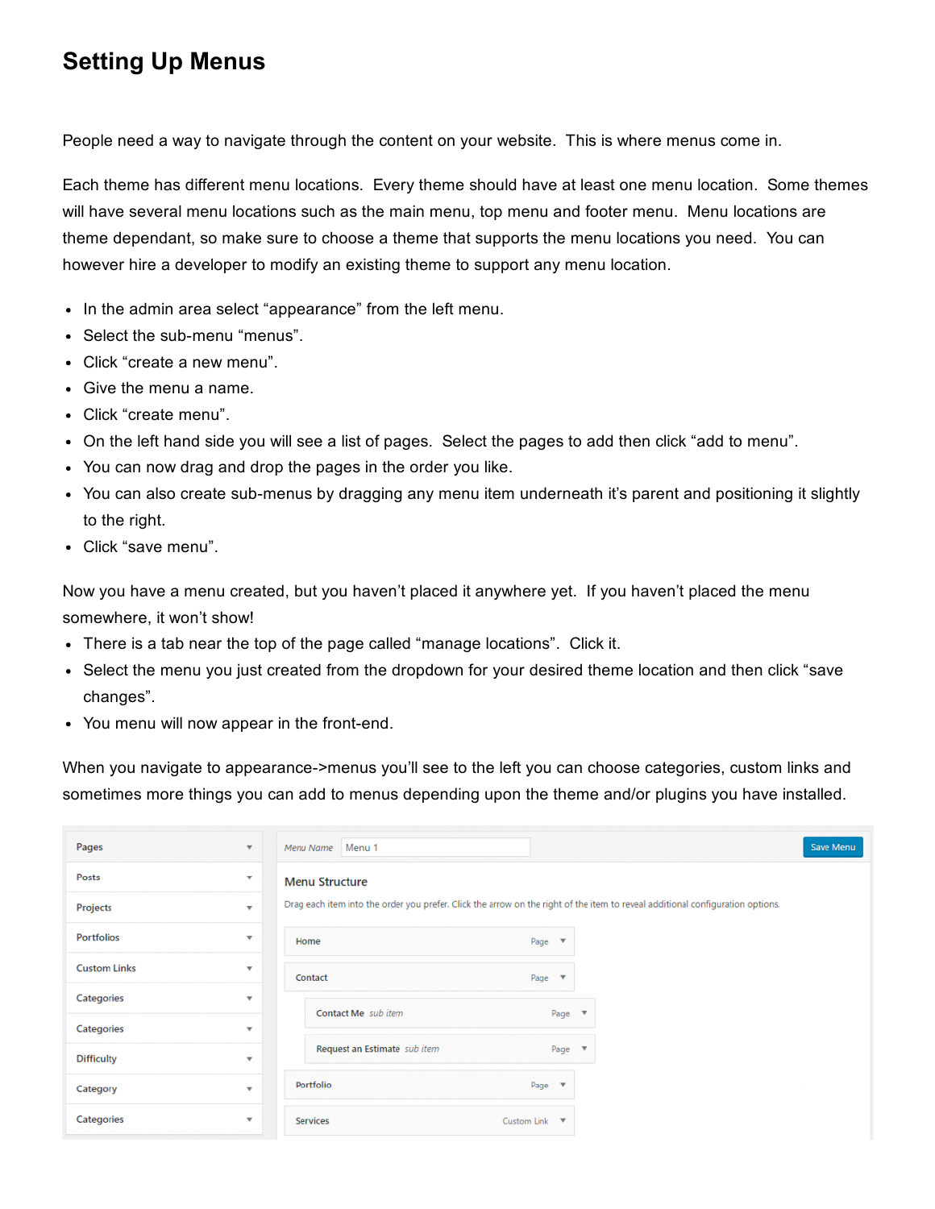# Setting Up Menus

People need a way to navigate through the content on your website. This is where menus come in.

Each theme has different menu locations. Every theme should have at least one menu location. Some themes will have several menu locations such as the main menu, top menu and footer menu. Menu locations are theme dependant, so make sure to choose a theme that supports the menu locations you need. You can however hire a developer to modify an existing theme to support any menu location.

- In the admin area select “appearance” from the left menu.
- Select the sub-menu “menus”.
- Click “create a new menu”.
- Give the menu a name.
- Click “create menu”.
- On the left hand side you will see a list of pages. Select the pages to add then click “add to menu”.
- You can now drag and drop the pages in the order you like.
- You can also create sub-menus by dragging any menu item underneath it’s parent and positioning it slightly to the right.
- Click “save menu”.

Now you have a menu created, but you haven’t placed it anywhere yet. If you haven’t placed the menu somewhere, it won’t show!

- There is a tab near the top of the page called “manage locations”. Click it.
- Select the menu you just created from the dropdown for your desired theme location and then click “save changes”.
- You menu will now appear in the front-end.

When you navigate to appearance->menus you’ll see to the left you can choose categories, custom links and sometimes more things you can add to menus depending upon the theme and/or plugins you have installed.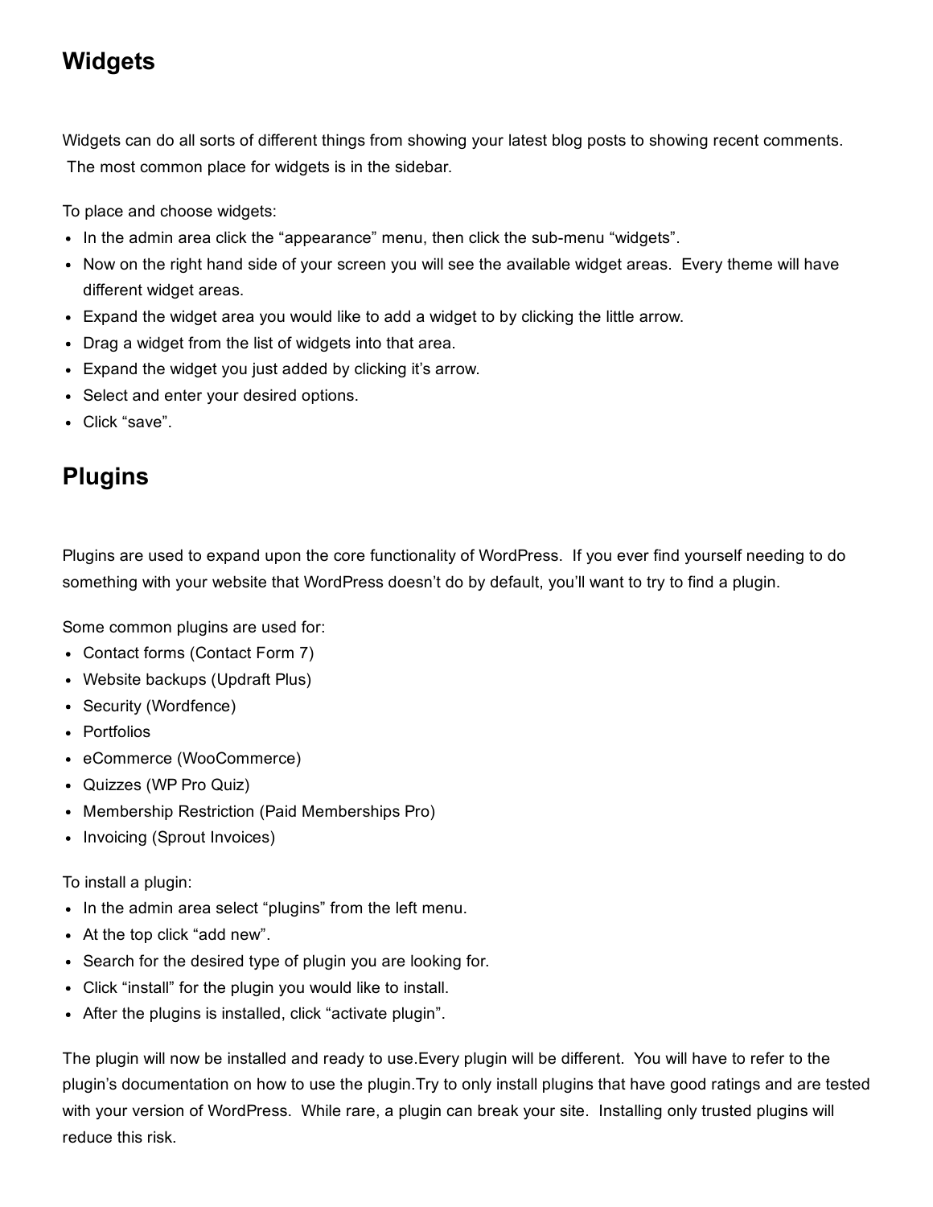## Widgets

Widgets can do all sorts of different things from showing your latest blog posts to showing recent comments. The most common place for widgets is in the sidebar.

To place and choose widgets:

- In the admin area click the “appearance” menu, then click the sub-menu “widgets”.
- Now on the right hand side of your screen you will see the available widget areas. Every theme will have different widget areas.
- Expand the widget area you would like to add a widget to by clicking the little arrow.
- Drag a widget from the list of widgets into that area.
- Expand the widget you just added by clicking it’s arrow.
- Select and enter your desired options.
- Click “save”.

## Plugins

Plugins are used to expand upon the core functionality of WordPress. If you ever find yourself needing to do something with your website that WordPress doesn’t do by default, you’ll want to try to find a plugin.

Some common plugins are used for:

- Contact forms (Contact Form 7)
- Website backups (Updraft Plus)
- Security (Wordfence)
- Portfolios
- eCommerce (WooCommerce)
- Quizzes (WP Pro Quiz)
- Membership Restriction (Paid Memberships Pro)
- Invoicing (Sprout Invoices)

To install a plugin:

- In the admin area select “plugins” from the left menu.
- At the top click “add new”.
- Search for the desired type of plugin you are looking for.
- Click “install” for the plugin you would like to install.
- After the plugins is installed, click “activate plugin”.

The plugin will now be installed and ready to use.Every plugin will be different. You will have to refer to the plugin’s documentation on how to use the plugin.Try to only install plugins that have good ratings and are tested with your version of WordPress. While rare, a plugin can break your site. Installing only trusted plugins will reduce this risk.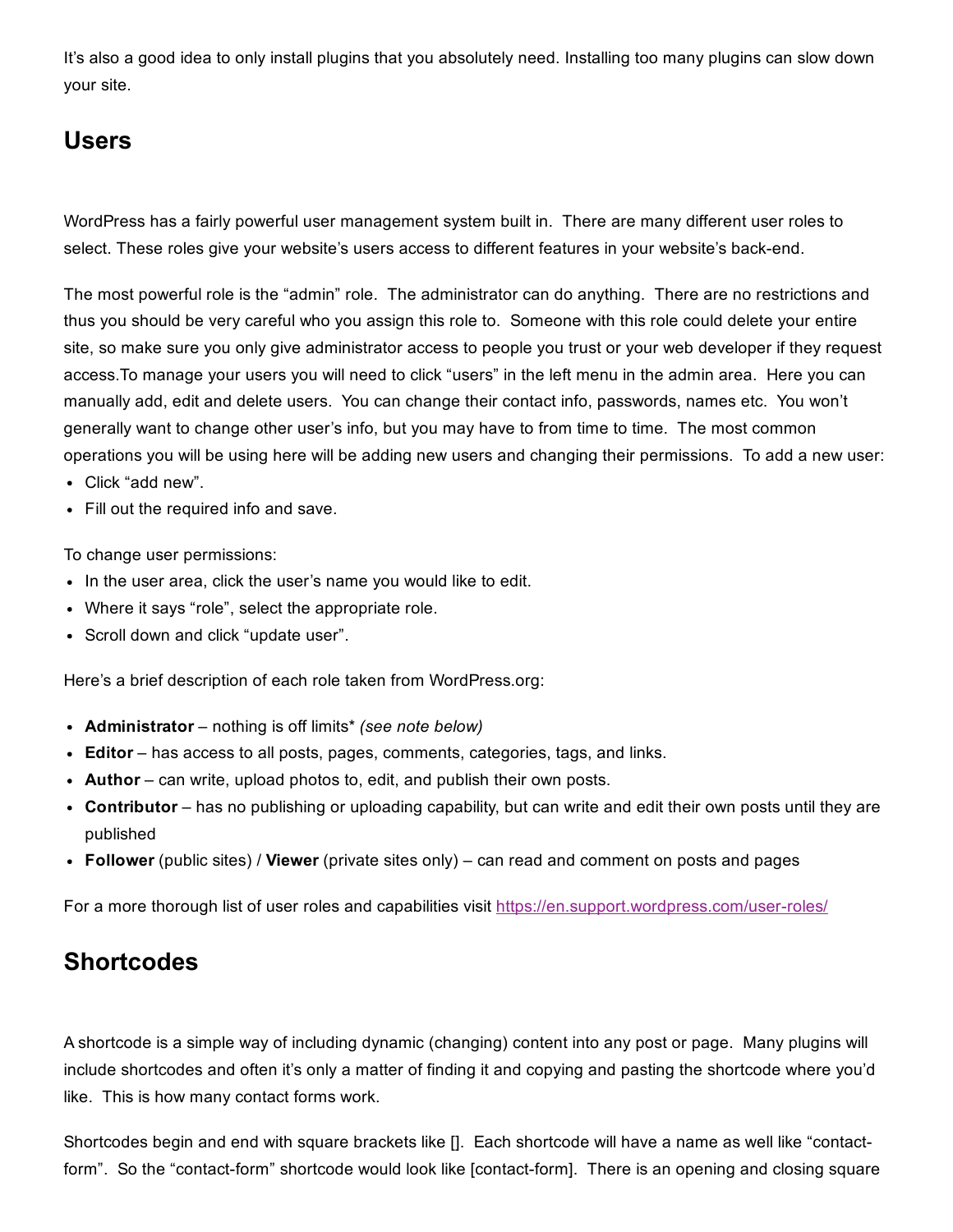It's also a good idea to only install plugins that you absolutely need. Installing too many plugins can slow down your site.

## Users

WordPress has a fairly powerful user management system built in. There are many different user roles to select. These roles give your website's users access to different features in your website's back-end.

The most powerful role is the "admin" role. The administrator can do anything. There are no restrictions and thus you should be very careful who you assign this role to. Someone with this role could delete your entire site, so make sure you only give administrator access to people you trust or your web developer if they request access.To manage your users you will need to click "users" in the left menu in the admin area. Here you can manually add, edit and delete users. You can change their contact info, passwords, names etc. You won't generally want to change other user's info, but you may have to from time to time. The most common operations you will be using here will be adding new users and changing their permissions. To add a new user:

- Click "add new".
- Fill out the required info and save.

To change user permissions:

- In the user area, click the user's name you would like to edit.
- Where it says "role", select the appropriate role.
- Scroll down and click "update user".

Here's a brief description of each role taken from WordPress.org:

- **Administrator** – nothing is off limits* *(see note below)*
- **Editor** – has access to all posts, pages, comments, categories, tags, and links.
- **Author** – can write, upload photos to, edit, and publish their own posts.
- **Contributor** – has no publishing or uploading capability, but can write and edit their own posts until they are published
- **Follower** (public sites) / **Viewer** (private sites only) – can read and comment on posts and pages

For a more thorough list of user roles and capabilities visit [https://en.support.wordpress.com/user-roles/](https://en.support.wordpress.com/user-roles/)

## Shortcodes

A shortcode is a simple way of including dynamic (changing) content into any post or page. Many plugins will include shortcodes and often it's only a matter of finding it and copying and pasting the shortcode where you'd like. This is how many contact forms work.

Shortcodes begin and end with square brackets like []. Each shortcode will have a name as well like "contact-form". So the "contact-form" shortcode would look like [contact-form]. There is an opening and closing square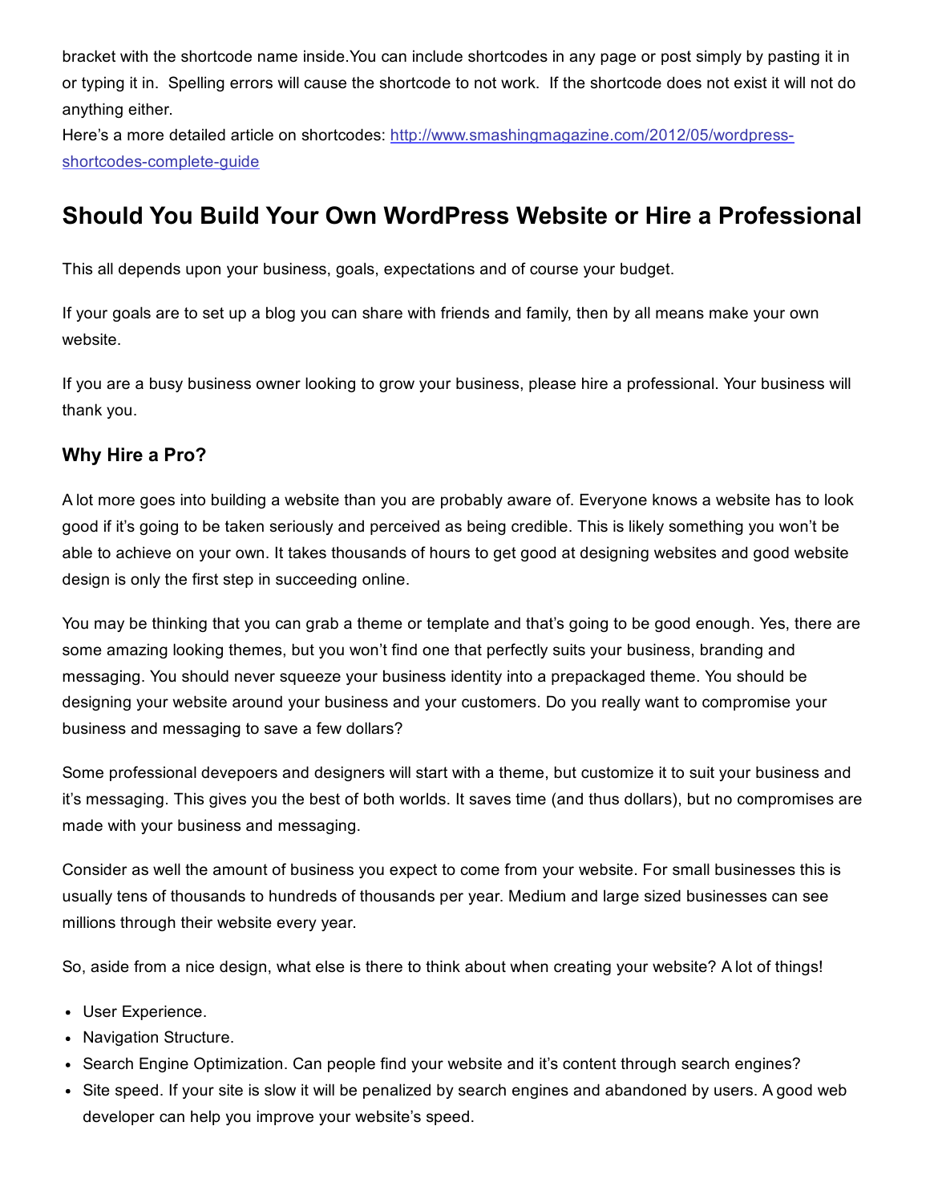bracket with the shortcode name inside.You can include shortcodes in any page or post simply by pasting it in or typing it in. Spelling errors will cause the shortcode to not work. If the shortcode does not exist it will not do anything either.

Here's a more detailed article on shortcodes: [http://www.smashingmagazine.com/2012/05/wordpress-shortcodes-complete-guide](http://www.smashingmagazine.com/2012/05/wordpress-shortcodes-complete-guide)

## Should You Build Your Own WordPress Website or Hire a Professional

This all depends upon your business, goals, expectations and of course your budget.

If your goals are to set up a blog you can share with friends and family, then by all means make your own website.

If you are a busy business owner looking to grow your business, please hire a professional. Your business will thank you.

### Why Hire a Pro?

A lot more goes into building a website than you are probably aware of. Everyone knows a website has to look good if it's going to be taken seriously and perceived as being credible. This is likely something you won't be able to achieve on your own. It takes thousands of hours to get good at designing websites and good website design is only the first step in succeeding online.

You may be thinking that you can grab a theme or template and that's going to be good enough. Yes, there are some amazing looking themes, but you won't find one that perfectly suits your business, branding and messaging. You should never squeeze your business identity into a prepackaged theme. You should be designing your website around your business and your customers. Do you really want to compromise your business and messaging to save a few dollars?

Some professional devepoers and designers will start with a theme, but customize it to suit your business and it's messaging. This gives you the best of both worlds. It saves time (and thus dollars), but no compromises are made with your business and messaging.

Consider as well the amount of business you expect to come from your website. For small businesses this is usually tens of thousands to hundreds of thousands per year. Medium and large sized businesses can see millions through their website every year.

So, aside from a nice design, what else is there to think about when creating your website? A lot of things!

- User Experience.
- Navigation Structure.
- Search Engine Optimization. Can people find your website and it's content through search engines?
- Site speed. If your site is slow it will be penalized by search engines and abandoned by users. A good web developer can help you improve your website's speed.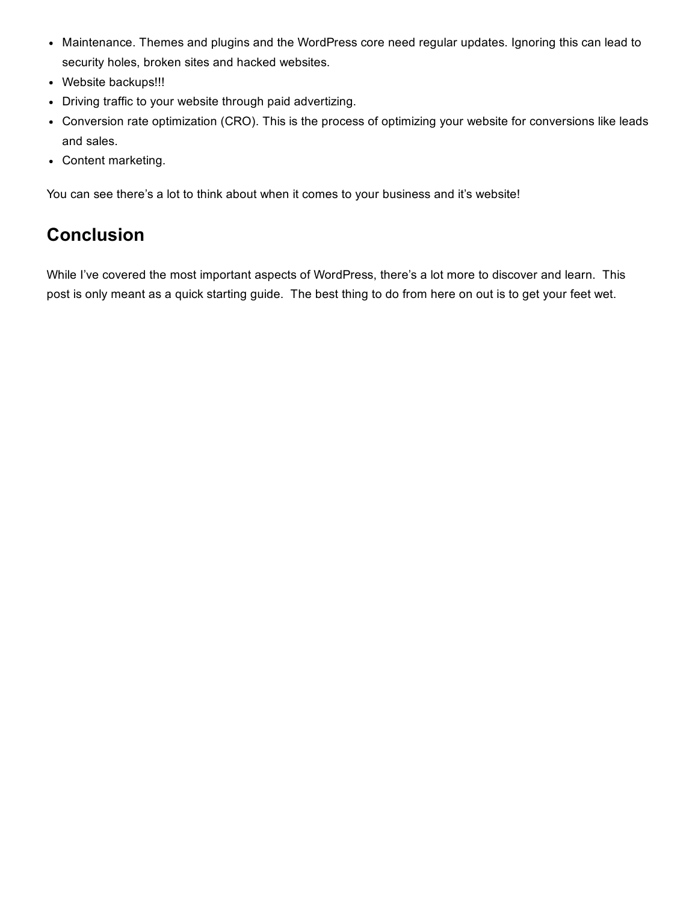- Maintenance. Themes and plugins and the WordPress core need regular updates. Ignoring this can lead to security holes, broken sites and hacked websites.
- Website backups!!!
- Driving traffic to your website through paid advertizing.
- Conversion rate optimization (CRO). This is the process of optimizing your website for conversions like leads and sales.
- Content marketing.

You can see there's a lot to think about when it comes to your business and it's website!

## Conclusion

While I've covered the most important aspects of WordPress, there's a lot more to discover and learn. This post is only meant as a quick starting guide. The best thing to do from here on out is to get your feet wet.